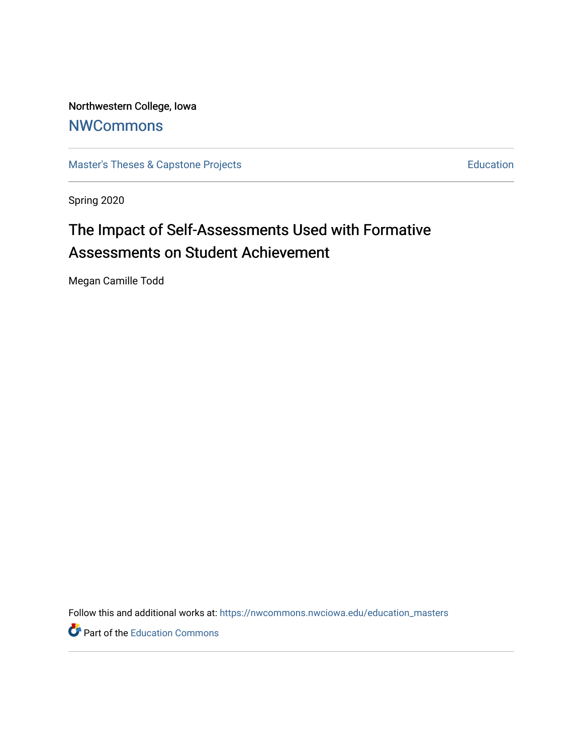Northwestern College, Iowa

## NWCommons

Master's Theses & Capstone Projects | Education

Spring 2020

# The Impact of Self-Assessments Used with Formative Assessments on Student Achievement

Megan Camille Todd

Follow this and additional works at: https://nwcommons.nwciowa.edu/education_masters

Part of the Education Commons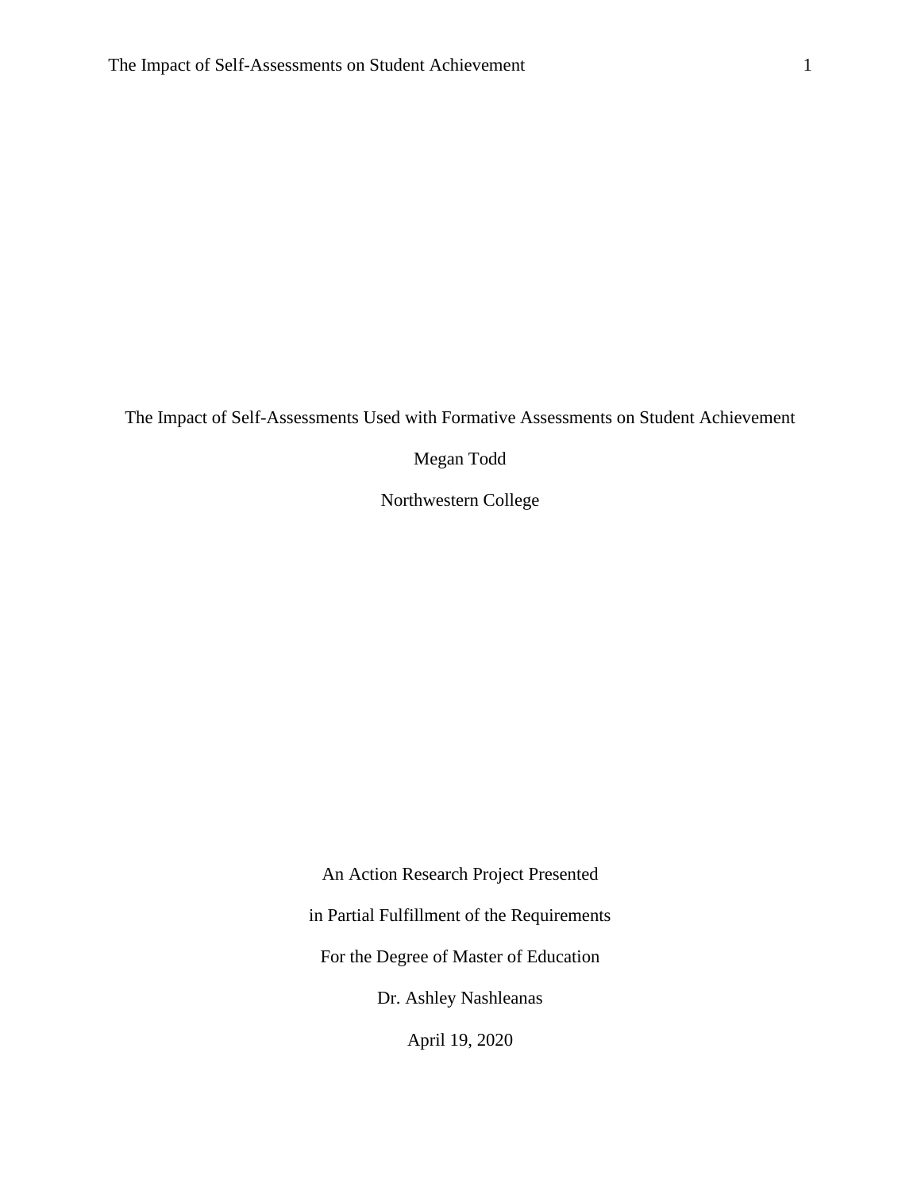The Impact of Self-Assessments Used with Formative Assessments on Student Achievement

Megan Todd

Northwestern College

An Action Research Project Presented

in Partial Fulfillment of the Requirements

For the Degree of Master of Education

Dr. Ashley Nashleanas

April 19, 2020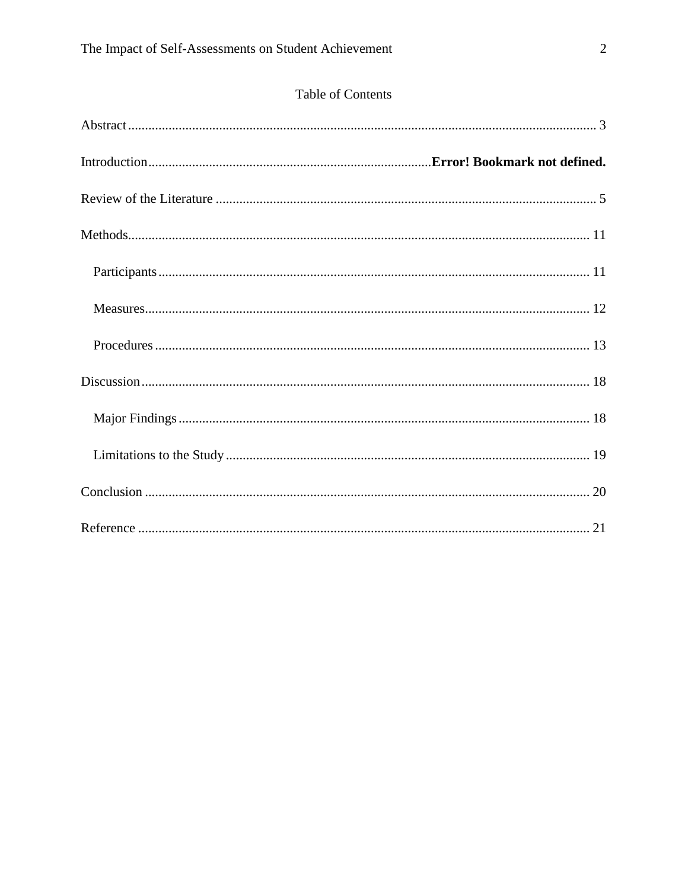# Table of Contents

Abstract........................................................................................................................................ 3

Introduction...................................................................................**Error! Bookmark not defined.**

Review of the Literature ............................................................................................................... 5

Methods....................................................................................................................................... 11

  Participants.............................................................................................................................. 11

  Measures.................................................................................................................................. 12

  Procedures ............................................................................................................................... 13

Discussion.................................................................................................................................... 18

  Major Findings ......................................................................................................................... 18

  Limitations to the Study .......................................................................................................... 19

Conclusion ................................................................................................................................... 20

Reference ..................................................................................................................................... 21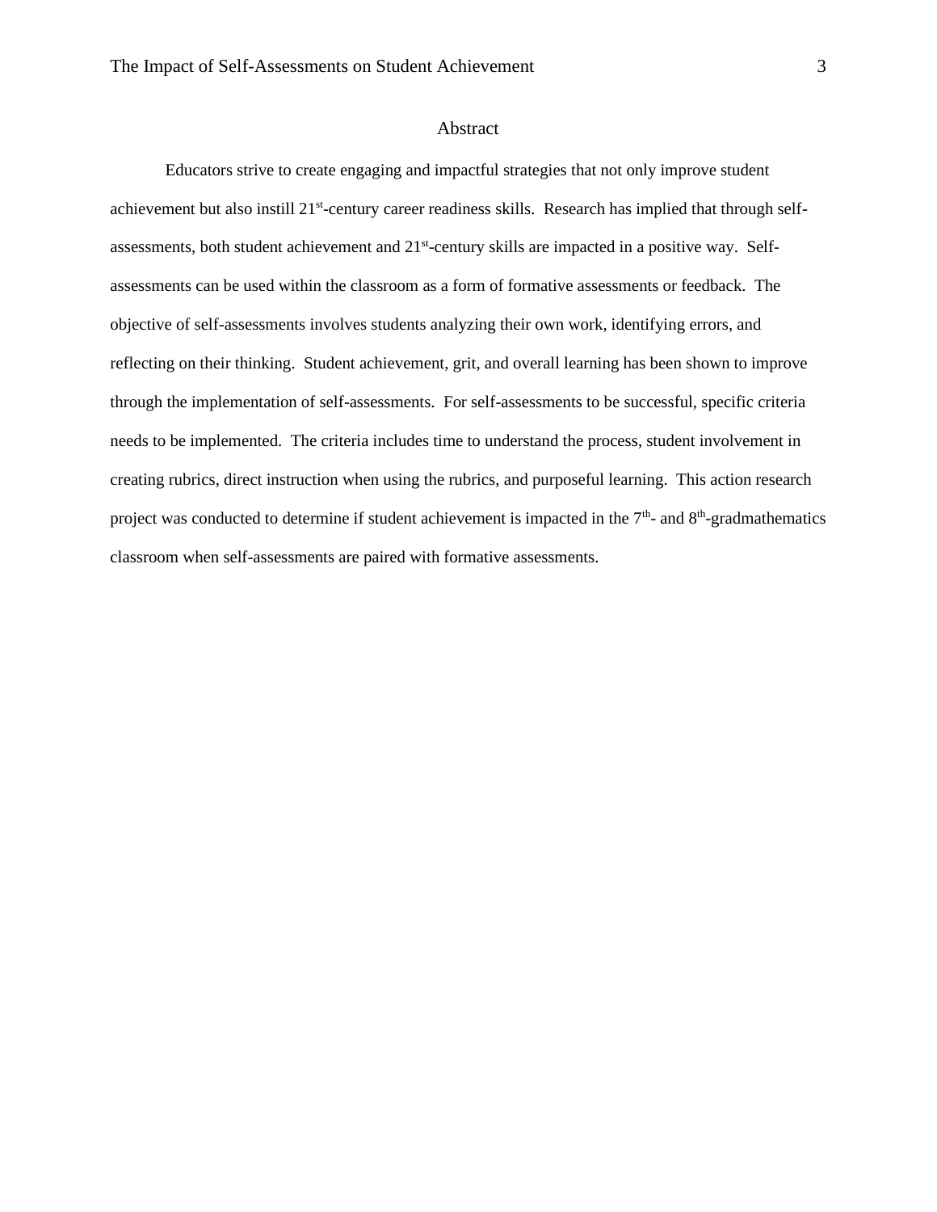# Abstract

Educators strive to create engaging and impactful strategies that not only improve student achievement but also instill 21st-century career readiness skills. Research has implied that through self-assessments, both student achievement and 21st-century skills are impacted in a positive way. Self-assessments can be used within the classroom as a form of formative assessments or feedback. The objective of self-assessments involves students analyzing their own work, identifying errors, and reflecting on their thinking. Student achievement, grit, and overall learning has been shown to improve through the implementation of self-assessments. For self-assessments to be successful, specific criteria needs to be implemented. The criteria includes time to understand the process, student involvement in creating rubrics, direct instruction when using the rubrics, and purposeful learning. This action research project was conducted to determine if student achievement is impacted in the 7th- and 8th-gradmathematics classroom when self-assessments are paired with formative assessments.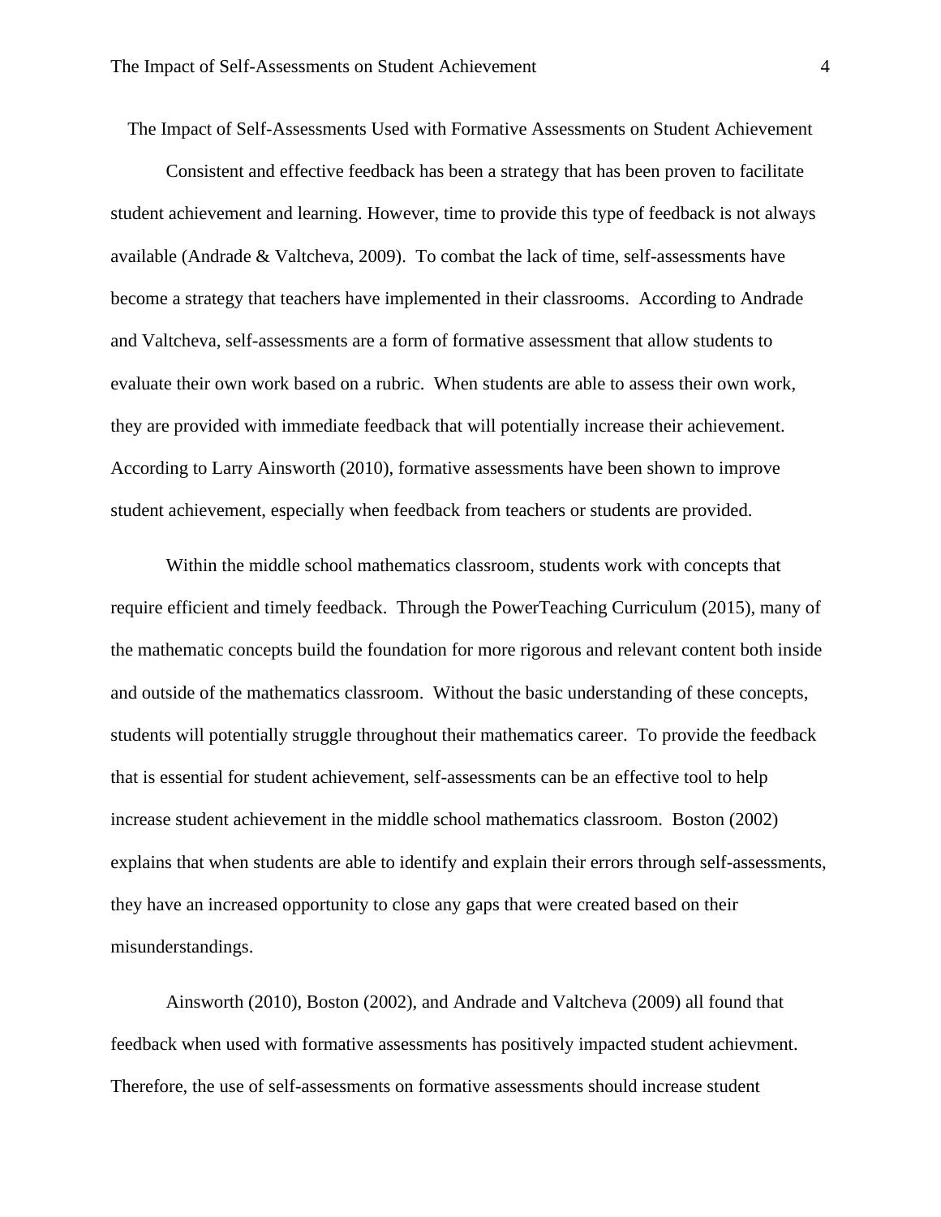# The Impact of Self-Assessments Used with Formative Assessments on Student Achievement

Consistent and effective feedback has been a strategy that has been proven to facilitate student achievement and learning. However, time to provide this type of feedback is not always available (Andrade & Valtcheva, 2009). To combat the lack of time, self-assessments have become a strategy that teachers have implemented in their classrooms. According to Andrade and Valtcheva, self-assessments are a form of formative assessment that allow students to evaluate their own work based on a rubric. When students are able to assess their own work, they are provided with immediate feedback that will potentially increase their achievement. According to Larry Ainsworth (2010), formative assessments have been shown to improve student achievement, especially when feedback from teachers or students are provided.

Within the middle school mathematics classroom, students work with concepts that require efficient and timely feedback. Through the PowerTeaching Curriculum (2015), many of the mathematic concepts build the foundation for more rigorous and relevant content both inside and outside of the mathematics classroom. Without the basic understanding of these concepts, students will potentially struggle throughout their mathematics career. To provide the feedback that is essential for student achievement, self-assessments can be an effective tool to help increase student achievement in the middle school mathematics classroom. Boston (2002) explains that when students are able to identify and explain their errors through self-assessments, they have an increased opportunity to close any gaps that were created based on their misunderstandings.

Ainsworth (2010), Boston (2002), and Andrade and Valtcheva (2009) all found that feedback when used with formative assessments has positively impacted student achievment. Therefore, the use of self-assessments on formative assessments should increase student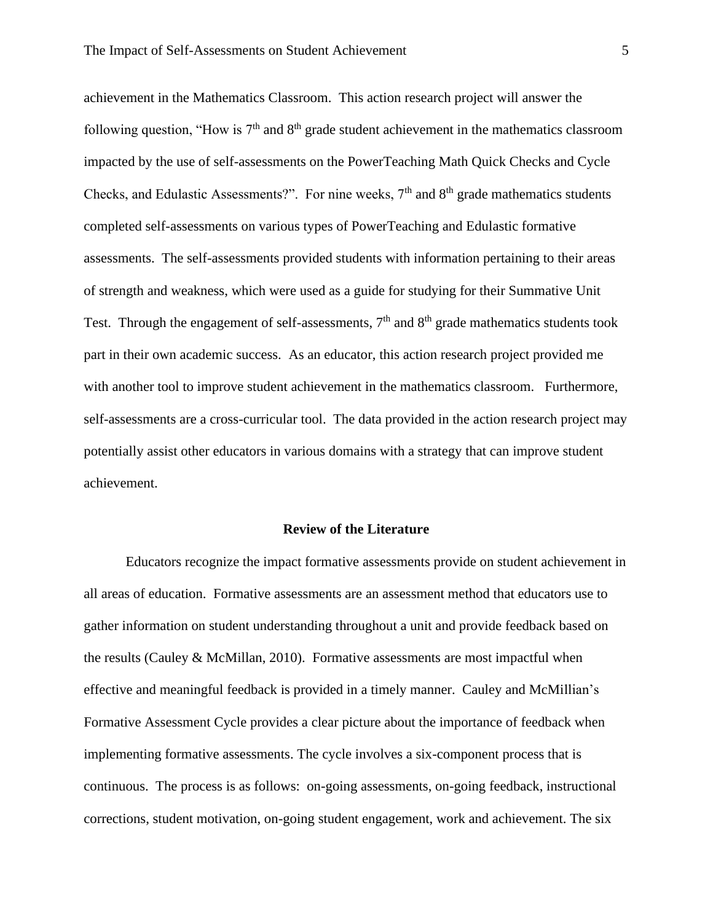achievement in the Mathematics Classroom. This action research project will answer the following question, "How is 7th and 8th grade student achievement in the mathematics classroom impacted by the use of self-assessments on the PowerTeaching Math Quick Checks and Cycle Checks, and Edulastic Assessments?". For nine weeks, 7th and 8th grade mathematics students completed self-assessments on various types of PowerTeaching and Edulastic formative assessments. The self-assessments provided students with information pertaining to their areas of strength and weakness, which were used as a guide for studying for their Summative Unit Test. Through the engagement of self-assessments, 7th and 8th grade mathematics students took part in their own academic success. As an educator, this action research project provided me with another tool to improve student achievement in the mathematics classroom. Furthermore, self-assessments are a cross-curricular tool. The data provided in the action research project may potentially assist other educators in various domains with a strategy that can improve student achievement.

## Review of the Literature

Educators recognize the impact formative assessments provide on student achievement in all areas of education. Formative assessments are an assessment method that educators use to gather information on student understanding throughout a unit and provide feedback based on the results (Cauley & McMillan, 2010). Formative assessments are most impactful when effective and meaningful feedback is provided in a timely manner. Cauley and McMillian's Formative Assessment Cycle provides a clear picture about the importance of feedback when implementing formative assessments. The cycle involves a six-component process that is continuous. The process is as follows: on-going assessments, on-going feedback, instructional corrections, student motivation, on-going student engagement, work and achievement. The six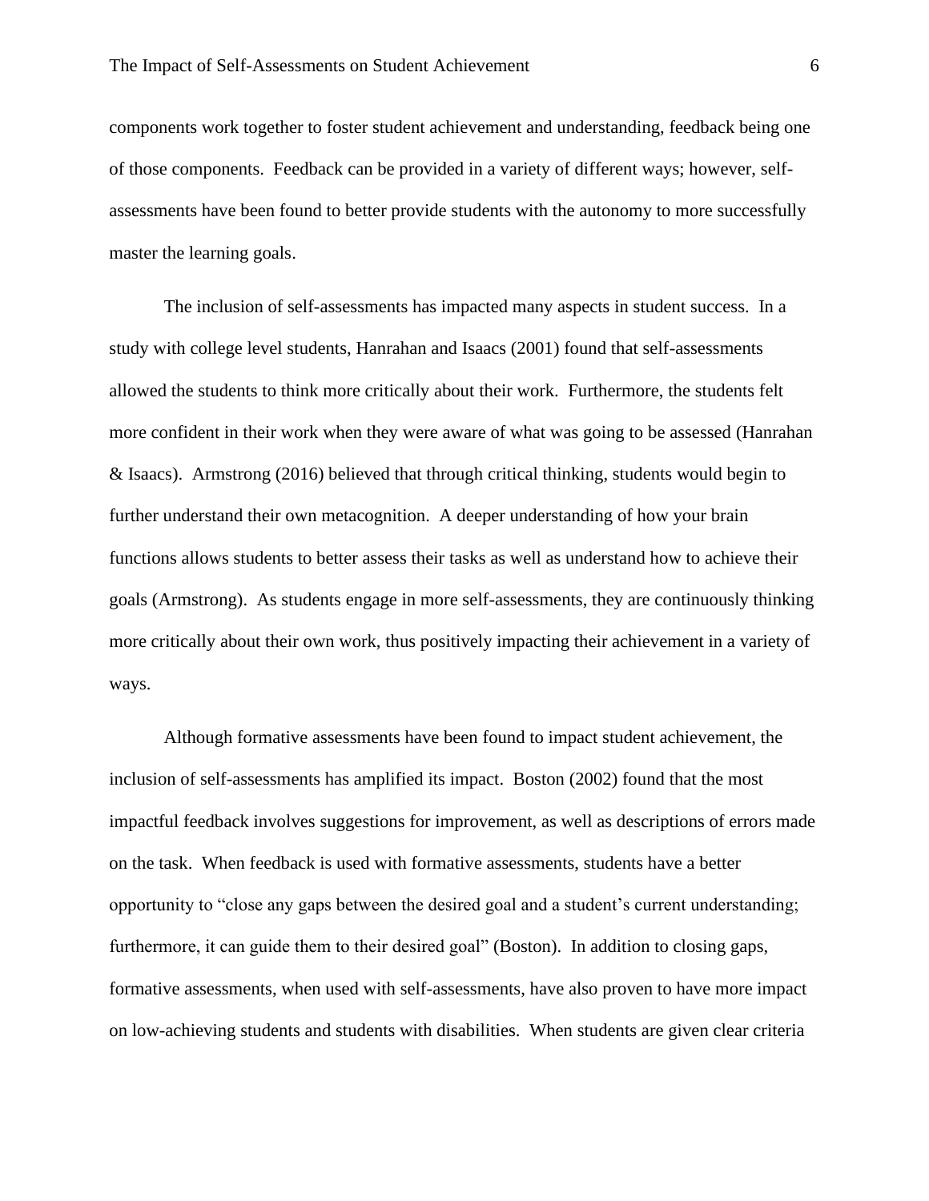components work together to foster student achievement and understanding, feedback being one of those components. Feedback can be provided in a variety of different ways; however, self-assessments have been found to better provide students with the autonomy to more successfully master the learning goals.

The inclusion of self-assessments has impacted many aspects in student success. In a study with college level students, Hanrahan and Isaacs (2001) found that self-assessments allowed the students to think more critically about their work. Furthermore, the students felt more confident in their work when they were aware of what was going to be assessed (Hanrahan & Isaacs). Armstrong (2016) believed that through critical thinking, students would begin to further understand their own metacognition. A deeper understanding of how your brain functions allows students to better assess their tasks as well as understand how to achieve their goals (Armstrong). As students engage in more self-assessments, they are continuously thinking more critically about their own work, thus positively impacting their achievement in a variety of ways.

Although formative assessments have been found to impact student achievement, the inclusion of self-assessments has amplified its impact. Boston (2002) found that the most impactful feedback involves suggestions for improvement, as well as descriptions of errors made on the task. When feedback is used with formative assessments, students have a better opportunity to "close any gaps between the desired goal and a student's current understanding; furthermore, it can guide them to their desired goal" (Boston). In addition to closing gaps, formative assessments, when used with self-assessments, have also proven to have more impact on low-achieving students and students with disabilities. When students are given clear criteria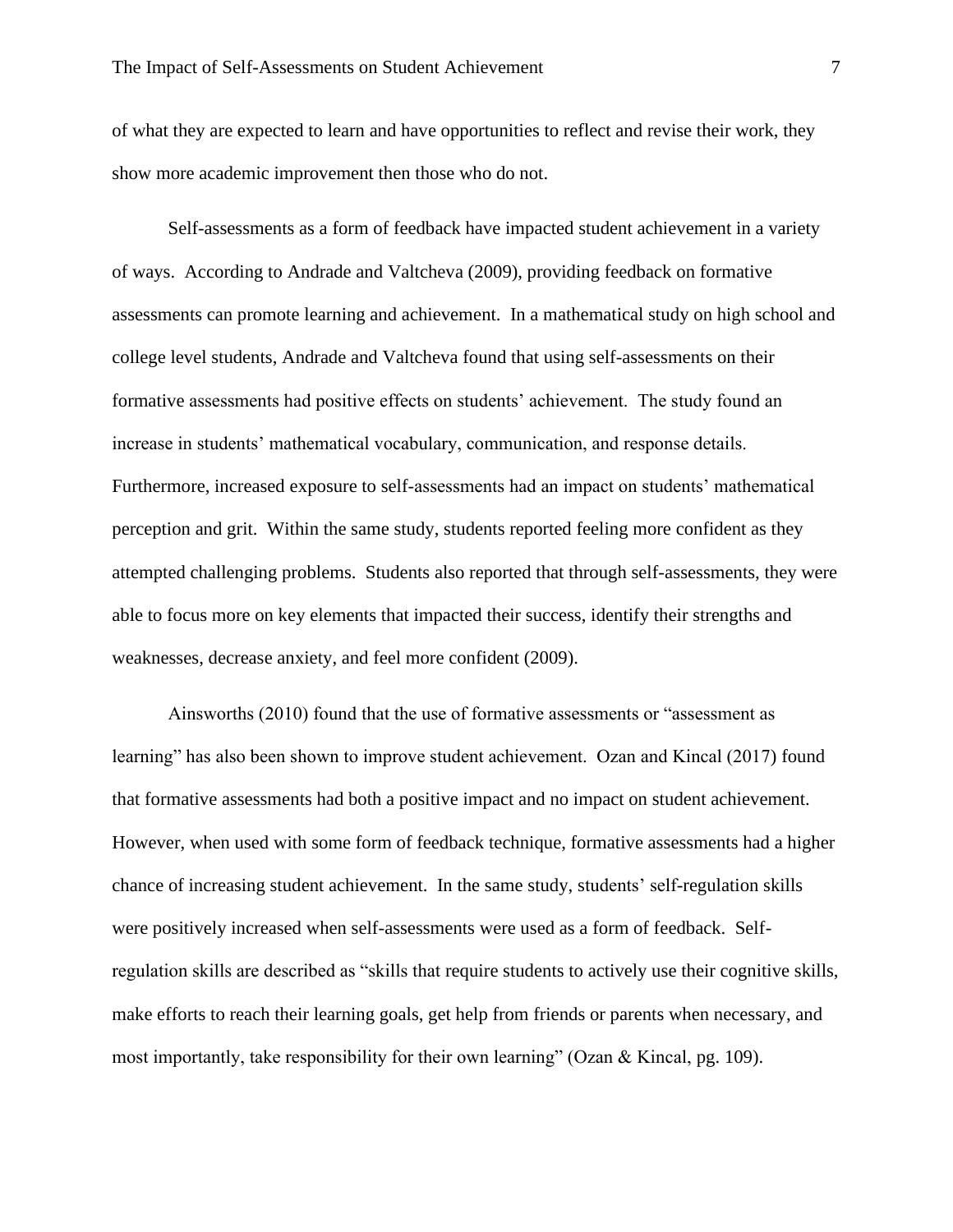of what they are expected to learn and have opportunities to reflect and revise their work, they show more academic improvement then those who do not.

Self-assessments as a form of feedback have impacted student achievement in a variety of ways. According to Andrade and Valtcheva (2009), providing feedback on formative assessments can promote learning and achievement. In a mathematical study on high school and college level students, Andrade and Valtcheva found that using self-assessments on their formative assessments had positive effects on students' achievement. The study found an increase in students' mathematical vocabulary, communication, and response details. Furthermore, increased exposure to self-assessments had an impact on students' mathematical perception and grit. Within the same study, students reported feeling more confident as they attempted challenging problems. Students also reported that through self-assessments, they were able to focus more on key elements that impacted their success, identify their strengths and weaknesses, decrease anxiety, and feel more confident (2009).

Ainsworths (2010) found that the use of formative assessments or "assessment as learning" has also been shown to improve student achievement. Ozan and Kincal (2017) found that formative assessments had both a positive impact and no impact on student achievement. However, when used with some form of feedback technique, formative assessments had a higher chance of increasing student achievement. In the same study, students' self-regulation skills were positively increased when self-assessments were used as a form of feedback. Self-regulation skills are described as "skills that require students to actively use their cognitive skills, make efforts to reach their learning goals, get help from friends or parents when necessary, and most importantly, take responsibility for their own learning" (Ozan & Kincal, pg. 109).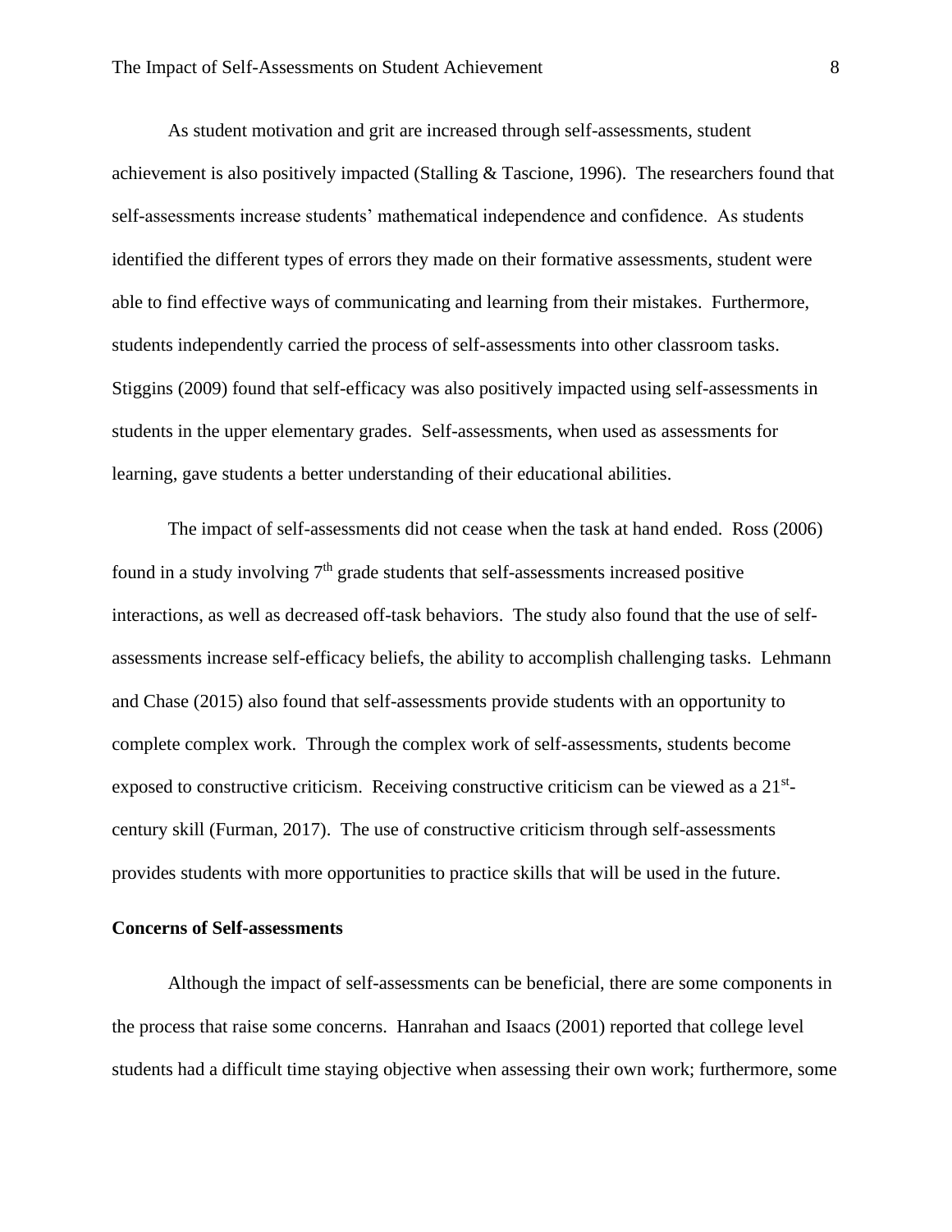As student motivation and grit are increased through self-assessments, student achievement is also positively impacted (Stalling & Tascione, 1996). The researchers found that self-assessments increase students' mathematical independence and confidence. As students identified the different types of errors they made on their formative assessments, student were able to find effective ways of communicating and learning from their mistakes. Furthermore, students independently carried the process of self-assessments into other classroom tasks. Stiggins (2009) found that self-efficacy was also positively impacted using self-assessments in students in the upper elementary grades. Self-assessments, when used as assessments for learning, gave students a better understanding of their educational abilities.

The impact of self-assessments did not cease when the task at hand ended. Ross (2006) found in a study involving 7th grade students that self-assessments increased positive interactions, as well as decreased off-task behaviors. The study also found that the use of self-assessments increase self-efficacy beliefs, the ability to accomplish challenging tasks. Lehmann and Chase (2015) also found that self-assessments provide students with an opportunity to complete complex work. Through the complex work of self-assessments, students become exposed to constructive criticism. Receiving constructive criticism can be viewed as a 21st-century skill (Furman, 2017). The use of constructive criticism through self-assessments provides students with more opportunities to practice skills that will be used in the future.

**Concerns of Self-assessments**

Although the impact of self-assessments can be beneficial, there are some components in the process that raise some concerns. Hanrahan and Isaacs (2001) reported that college level students had a difficult time staying objective when assessing their own work; furthermore, some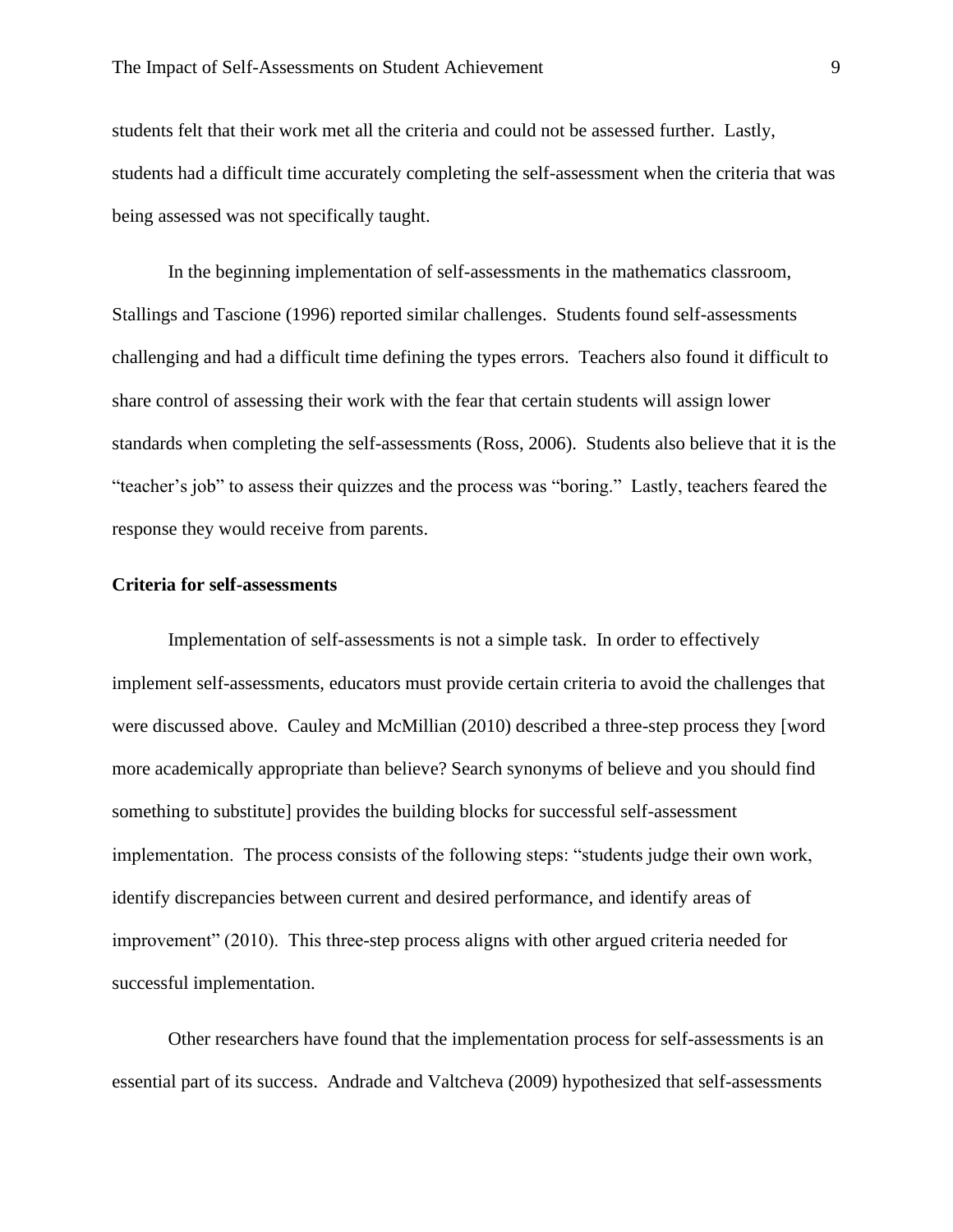students felt that their work met all the criteria and could not be assessed further. Lastly, students had a difficult time accurately completing the self-assessment when the criteria that was being assessed was not specifically taught.

In the beginning implementation of self-assessments in the mathematics classroom, Stallings and Tascione (1996) reported similar challenges. Students found self-assessments challenging and had a difficult time defining the types errors. Teachers also found it difficult to share control of assessing their work with the fear that certain students will assign lower standards when completing the self-assessments (Ross, 2006). Students also believe that it is the "teacher's job" to assess their quizzes and the process was "boring." Lastly, teachers feared the response they would receive from parents.

**Criteria for self-assessments**

Implementation of self-assessments is not a simple task. In order to effectively implement self-assessments, educators must provide certain criteria to avoid the challenges that were discussed above. Cauley and McMillian (2010) described a three-step process they [word more academically appropriate than believe? Search synonyms of believe and you should find something to substitute] provides the building blocks for successful self-assessment implementation. The process consists of the following steps: "students judge their own work, identify discrepancies between current and desired performance, and identify areas of improvement" (2010). This three-step process aligns with other argued criteria needed for successful implementation.

Other researchers have found that the implementation process for self-assessments is an essential part of its success. Andrade and Valtcheva (2009) hypothesized that self-assessments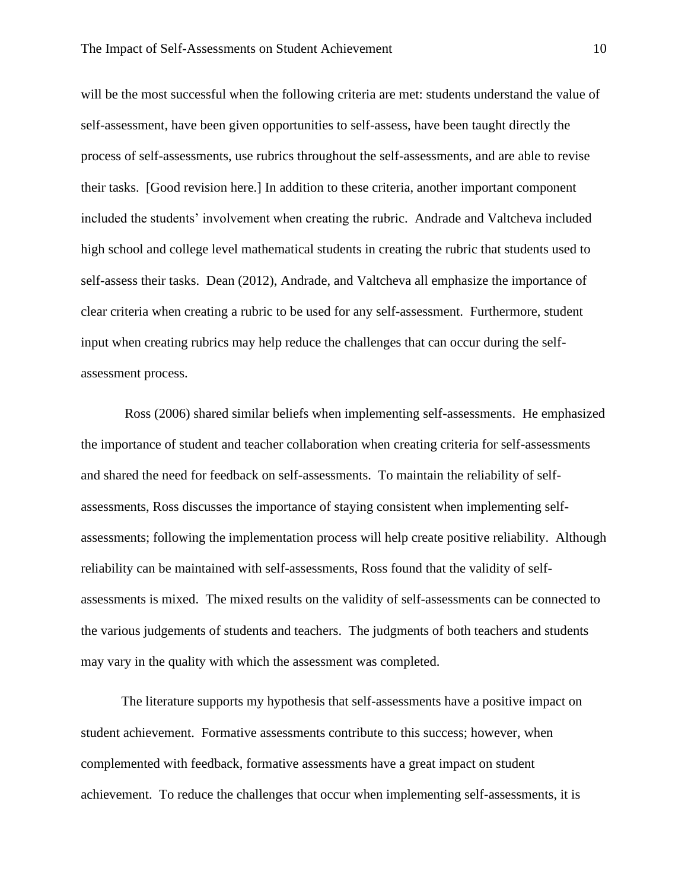will be the most successful when the following criteria are met: students understand the value of self-assessment, have been given opportunities to self-assess, have been taught directly the process of self-assessments, use rubrics throughout the self-assessments, and are able to revise their tasks. [Good revision here.] In addition to these criteria, another important component included the students' involvement when creating the rubric. Andrade and Valtcheva included high school and college level mathematical students in creating the rubric that students used to self-assess their tasks. Dean (2012), Andrade, and Valtcheva all emphasize the importance of clear criteria when creating a rubric to be used for any self-assessment. Furthermore, student input when creating rubrics may help reduce the challenges that can occur during the self-assessment process.

Ross (2006) shared similar beliefs when implementing self-assessments. He emphasized the importance of student and teacher collaboration when creating criteria for self-assessments and shared the need for feedback on self-assessments. To maintain the reliability of self-assessments, Ross discusses the importance of staying consistent when implementing self-assessments; following the implementation process will help create positive reliability. Although reliability can be maintained with self-assessments, Ross found that the validity of self-assessments is mixed. The mixed results on the validity of self-assessments can be connected to the various judgements of students and teachers. The judgments of both teachers and students may vary in the quality with which the assessment was completed.

The literature supports my hypothesis that self-assessments have a positive impact on student achievement. Formative assessments contribute to this success; however, when complemented with feedback, formative assessments have a great impact on student achievement. To reduce the challenges that occur when implementing self-assessments, it is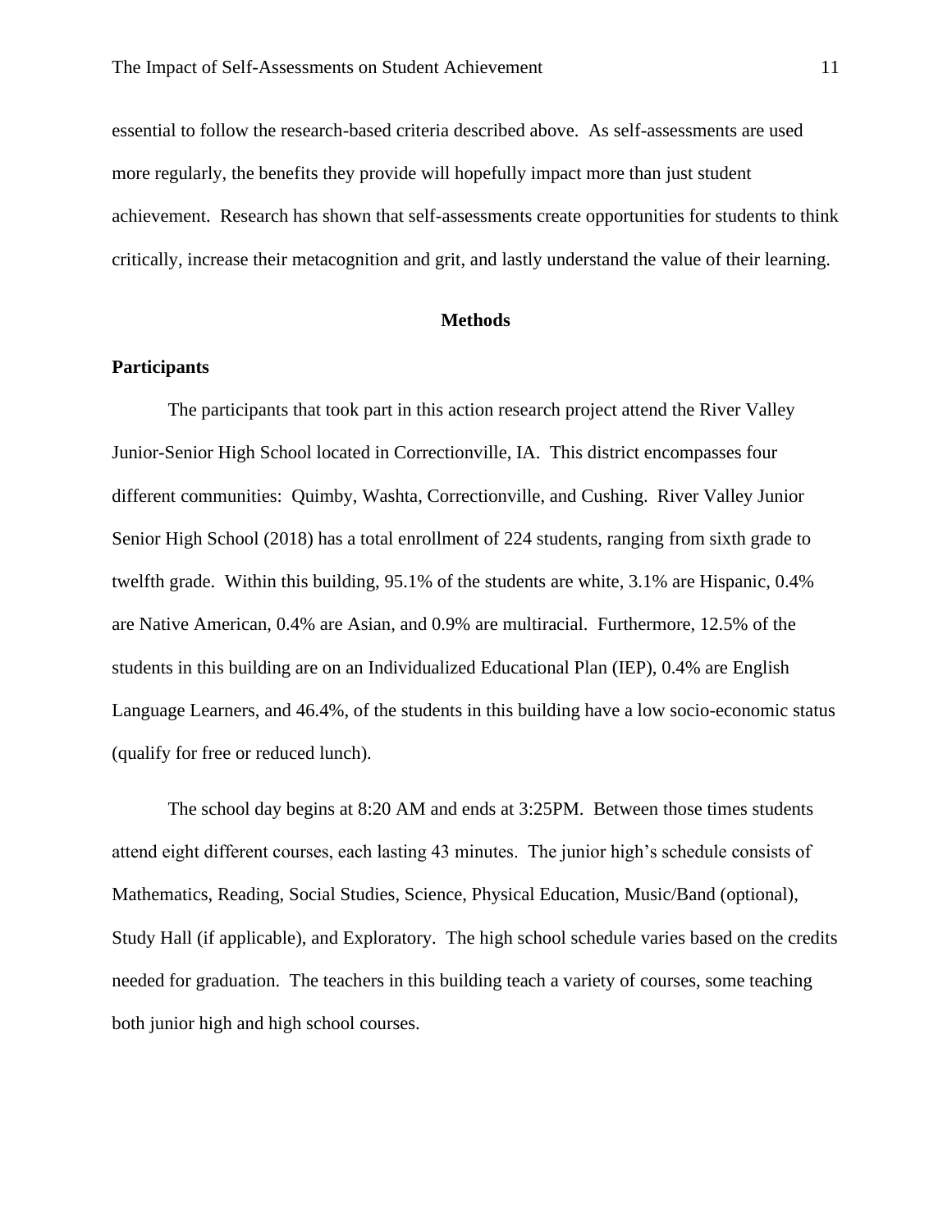essential to follow the research-based criteria described above. As self-assessments are used more regularly, the benefits they provide will hopefully impact more than just student achievement. Research has shown that self-assessments create opportunities for students to think critically, increase their metacognition and grit, and lastly understand the value of their learning.

## Methods

### Participants

The participants that took part in this action research project attend the River Valley Junior-Senior High School located in Correctionville, IA. This district encompasses four different communities: Quimby, Washta, Correctionville, and Cushing. River Valley Junior Senior High School (2018) has a total enrollment of 224 students, ranging from sixth grade to twelfth grade. Within this building, 95.1% of the students are white, 3.1% are Hispanic, 0.4% are Native American, 0.4% are Asian, and 0.9% are multiracial. Furthermore, 12.5% of the students in this building are on an Individualized Educational Plan (IEP), 0.4% are English Language Learners, and 46.4%, of the students in this building have a low socio-economic status (qualify for free or reduced lunch).

The school day begins at 8:20 AM and ends at 3:25PM. Between those times students attend eight different courses, each lasting 43 minutes. The junior high's schedule consists of Mathematics, Reading, Social Studies, Science, Physical Education, Music/Band (optional), Study Hall (if applicable), and Exploratory. The high school schedule varies based on the credits needed for graduation. The teachers in this building teach a variety of courses, some teaching both junior high and high school courses.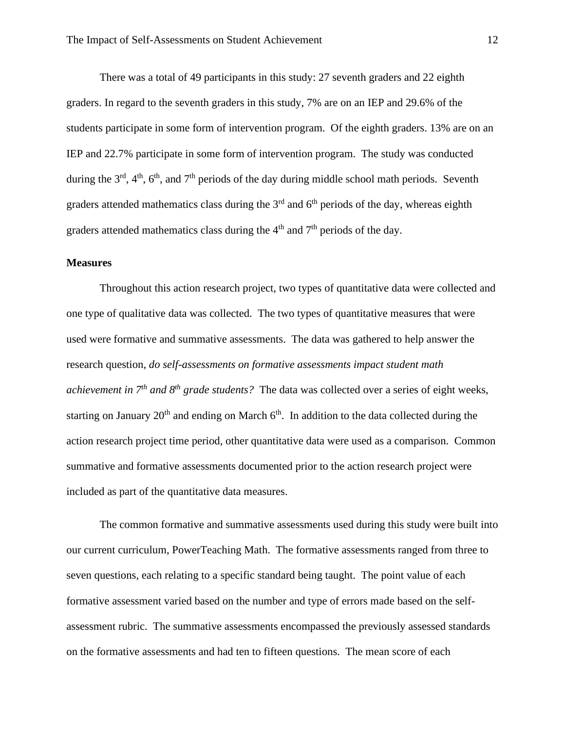There was a total of 49 participants in this study: 27 seventh graders and 22 eighth graders. In regard to the seventh graders in this study, 7% are on an IEP and 29.6% of the students participate in some form of intervention program. Of the eighth graders. 13% are on an IEP and 22.7% participate in some form of intervention program. The study was conducted during the 3rd, 4th, 6th, and 7th periods of the day during middle school math periods. Seventh graders attended mathematics class during the 3rd and 6th periods of the day, whereas eighth graders attended mathematics class during the 4th and 7th periods of the day.

**Measures**

Throughout this action research project, two types of quantitative data were collected and one type of qualitative data was collected. The two types of quantitative measures that were used were formative and summative assessments. The data was gathered to help answer the research question, *do self-assessments on formative assessments impact student math achievement in 7th and 8th grade students?* The data was collected over a series of eight weeks, starting on January 20th and ending on March 6th. In addition to the data collected during the action research project time period, other quantitative data were used as a comparison. Common summative and formative assessments documented prior to the action research project were included as part of the quantitative data measures.

The common formative and summative assessments used during this study were built into our current curriculum, PowerTeaching Math. The formative assessments ranged from three to seven questions, each relating to a specific standard being taught. The point value of each formative assessment varied based on the number and type of errors made based on the self-assessment rubric. The summative assessments encompassed the previously assessed standards on the formative assessments and had ten to fifteen questions. The mean score of each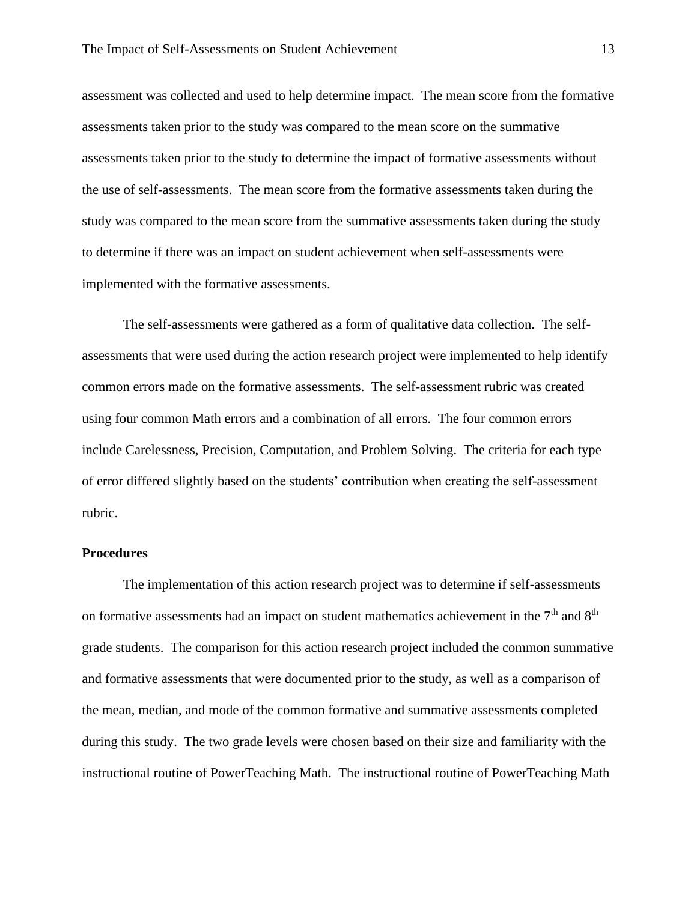assessment was collected and used to help determine impact. The mean score from the formative assessments taken prior to the study was compared to the mean score on the summative assessments taken prior to the study to determine the impact of formative assessments without the use of self-assessments. The mean score from the formative assessments taken during the study was compared to the mean score from the summative assessments taken during the study to determine if there was an impact on student achievement when self-assessments were implemented with the formative assessments.

The self-assessments were gathered as a form of qualitative data collection. The self-assessments that were used during the action research project were implemented to help identify common errors made on the formative assessments. The self-assessment rubric was created using four common Math errors and a combination of all errors. The four common errors include Carelessness, Precision, Computation, and Problem Solving. The criteria for each type of error differed slightly based on the students' contribution when creating the self-assessment rubric.

**Procedures**

The implementation of this action research project was to determine if self-assessments on formative assessments had an impact on student mathematics achievement in the 7th and 8th grade students. The comparison for this action research project included the common summative and formative assessments that were documented prior to the study, as well as a comparison of the mean, median, and mode of the common formative and summative assessments completed during this study. The two grade levels were chosen based on their size and familiarity with the instructional routine of PowerTeaching Math. The instructional routine of PowerTeaching Math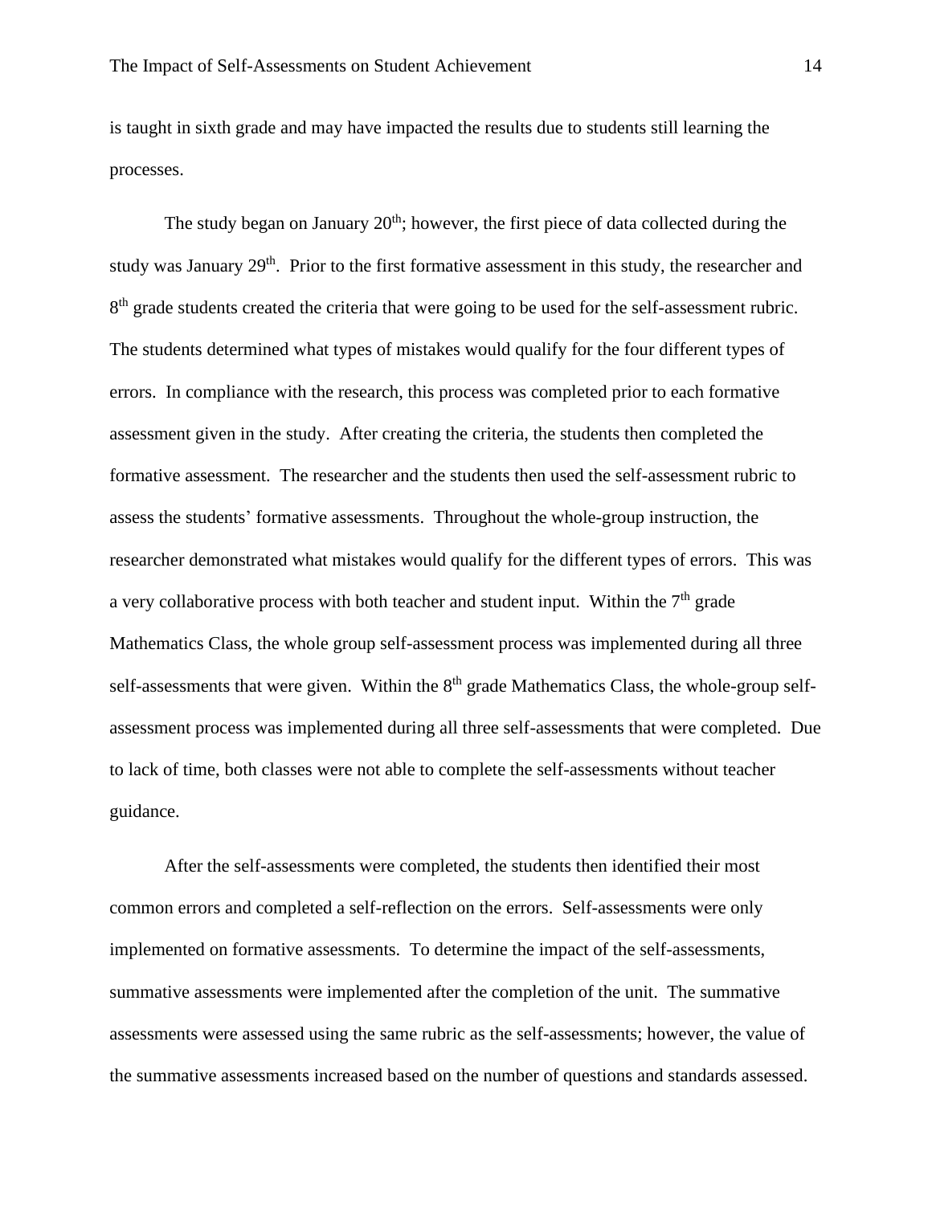is taught in sixth grade and may have impacted the results due to students still learning the processes.

The study began on January 20th; however, the first piece of data collected during the study was January 29th. Prior to the first formative assessment in this study, the researcher and 8th grade students created the criteria that were going to be used for the self-assessment rubric. The students determined what types of mistakes would qualify for the four different types of errors. In compliance with the research, this process was completed prior to each formative assessment given in the study. After creating the criteria, the students then completed the formative assessment. The researcher and the students then used the self-assessment rubric to assess the students' formative assessments. Throughout the whole-group instruction, the researcher demonstrated what mistakes would qualify for the different types of errors. This was a very collaborative process with both teacher and student input. Within the 7th grade Mathematics Class, the whole group self-assessment process was implemented during all three self-assessments that were given. Within the 8th grade Mathematics Class, the whole-group self-assessment process was implemented during all three self-assessments that were completed. Due to lack of time, both classes were not able to complete the self-assessments without teacher guidance.

After the self-assessments were completed, the students then identified their most common errors and completed a self-reflection on the errors. Self-assessments were only implemented on formative assessments. To determine the impact of the self-assessments, summative assessments were implemented after the completion of the unit. The summative assessments were assessed using the same rubric as the self-assessments; however, the value of the summative assessments increased based on the number of questions and standards assessed.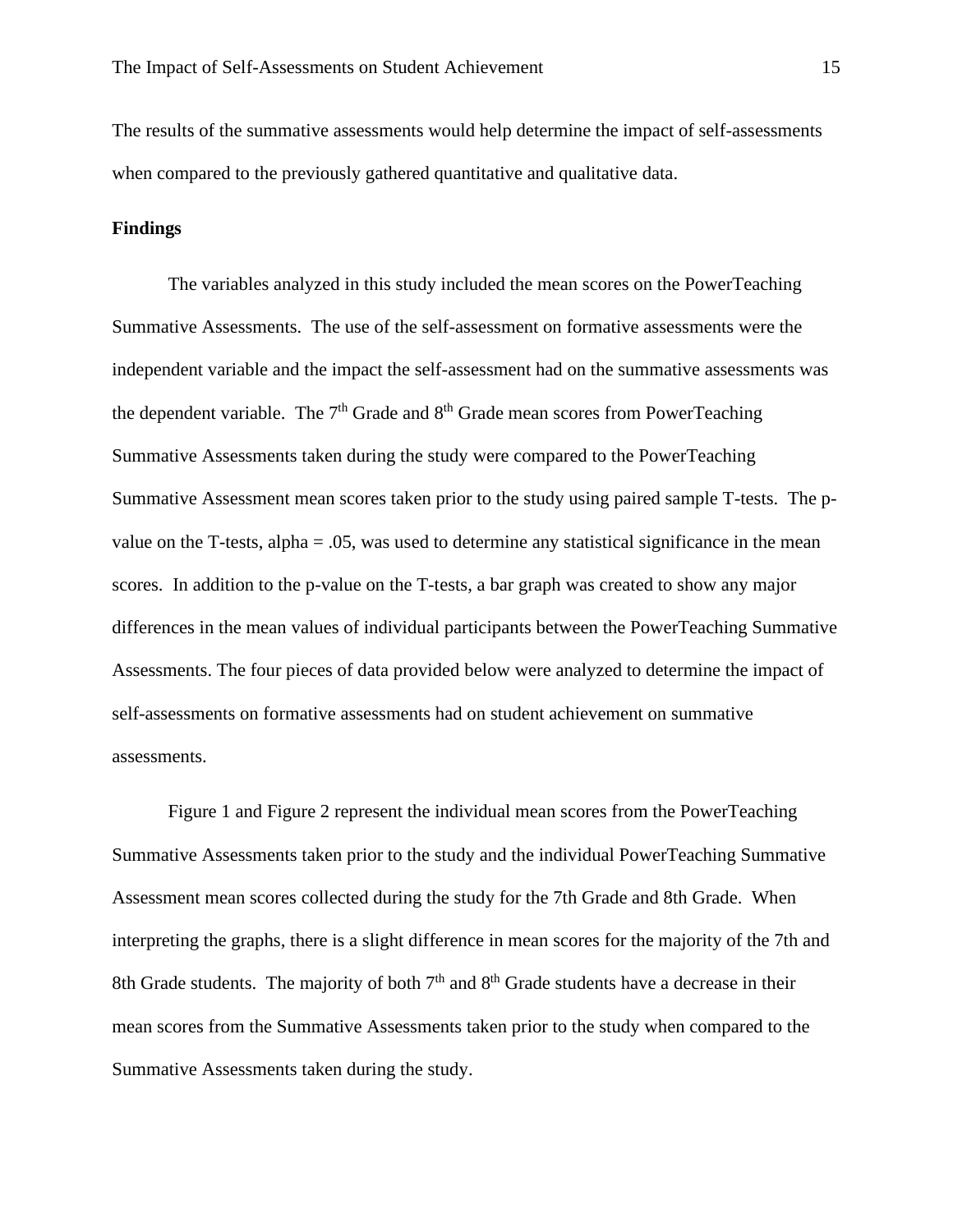The results of the summative assessments would help determine the impact of self-assessments when compared to the previously gathered quantitative and qualitative data.

**Findings**

The variables analyzed in this study included the mean scores on the PowerTeaching Summative Assessments. The use of the self-assessment on formative assessments were the independent variable and the impact the self-assessment had on the summative assessments was the dependent variable. The 7th Grade and 8th Grade mean scores from PowerTeaching Summative Assessments taken during the study were compared to the PowerTeaching Summative Assessment mean scores taken prior to the study using paired sample T-tests. The p-value on the T-tests, alpha = .05, was used to determine any statistical significance in the mean scores. In addition to the p-value on the T-tests, a bar graph was created to show any major differences in the mean values of individual participants between the PowerTeaching Summative Assessments. The four pieces of data provided below were analyzed to determine the impact of self-assessments on formative assessments had on student achievement on summative assessments.

Figure 1 and Figure 2 represent the individual mean scores from the PowerTeaching Summative Assessments taken prior to the study and the individual PowerTeaching Summative Assessment mean scores collected during the study for the 7th Grade and 8th Grade. When interpreting the graphs, there is a slight difference in mean scores for the majority of the 7th and 8th Grade students. The majority of both 7th and 8th Grade students have a decrease in their mean scores from the Summative Assessments taken prior to the study when compared to the Summative Assessments taken during the study.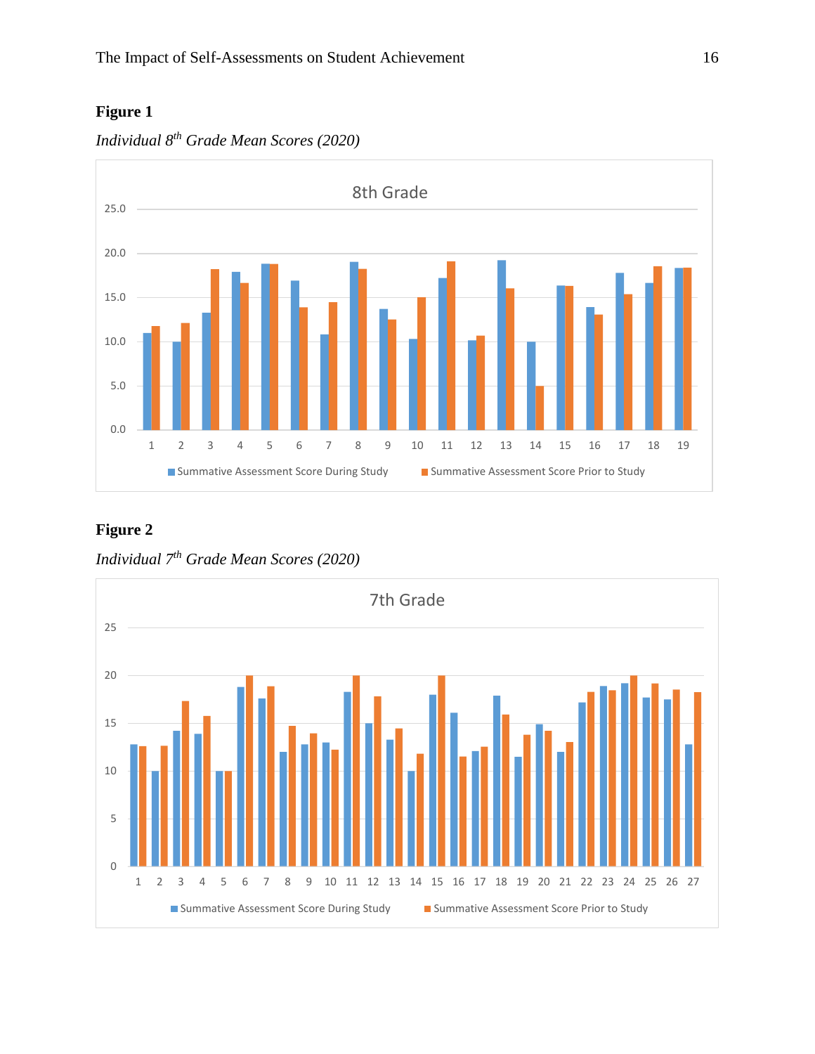**Figure 1**

*Individual 8th Grade Mean Scores (2020)*

**Figure 2**

*Individual 7th Grade Mean Scores (2020)*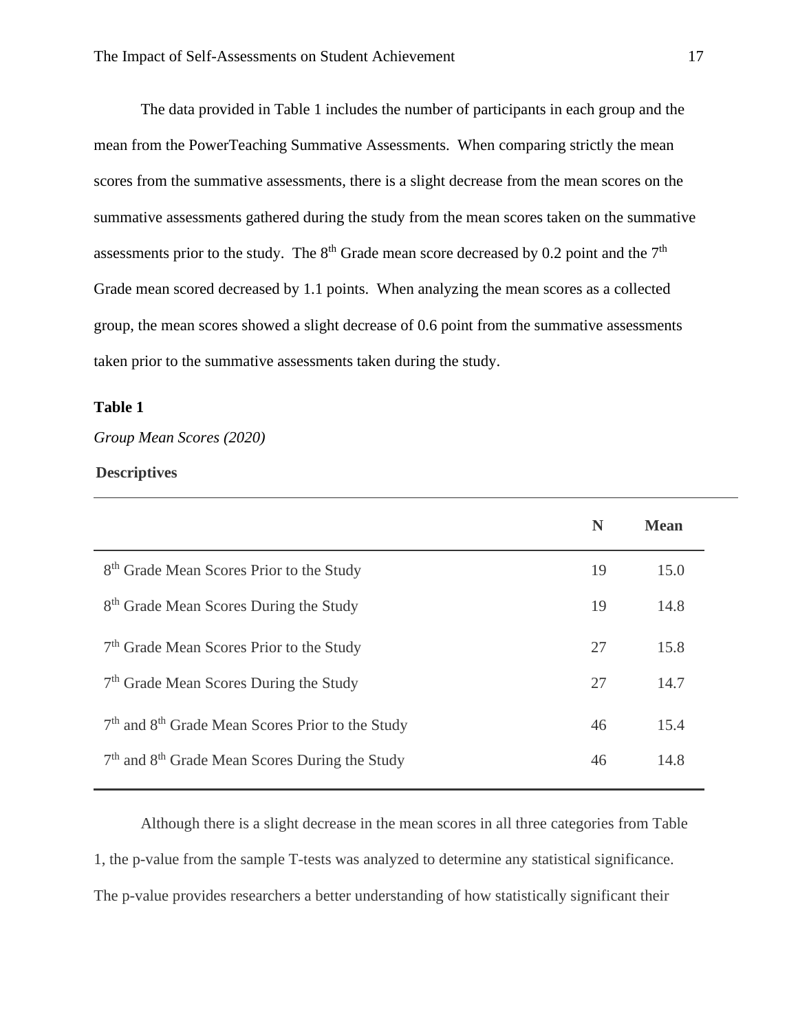The data provided in Table 1 includes the number of participants in each group and the mean from the PowerTeaching Summative Assessments. When comparing strictly the mean scores from the summative assessments, there is a slight decrease from the mean scores on the summative assessments gathered during the study from the mean scores taken on the summative assessments prior to the study. The 8th Grade mean score decreased by 0.2 point and the 7th Grade mean scored decreased by 1.1 points. When analyzing the mean scores as a collected group, the mean scores showed a slight decrease of 0.6 point from the summative assessments taken prior to the summative assessments taken during the study.

**Table 1**

*Group Mean Scores (2020)*

**Descriptives**

| | N | Mean |
|---|---|---|
| 8th Grade Mean Scores Prior to the Study | 19 | 15.0 |
| 8th Grade Mean Scores During the Study | 19 | 14.8 |
| 7th Grade Mean Scores Prior to the Study | 27 | 15.8 |
| 7th Grade Mean Scores During the Study | 27 | 14.7 |
| 7th and 8th Grade Mean Scores Prior to the Study | 46 | 15.4 |
| 7th and 8th Grade Mean Scores During the Study | 46 | 14.8 |

Although there is a slight decrease in the mean scores in all three categories from Table 1, the p-value from the sample T-tests was analyzed to determine any statistical significance. The p-value provides researchers a better understanding of how statistically significant their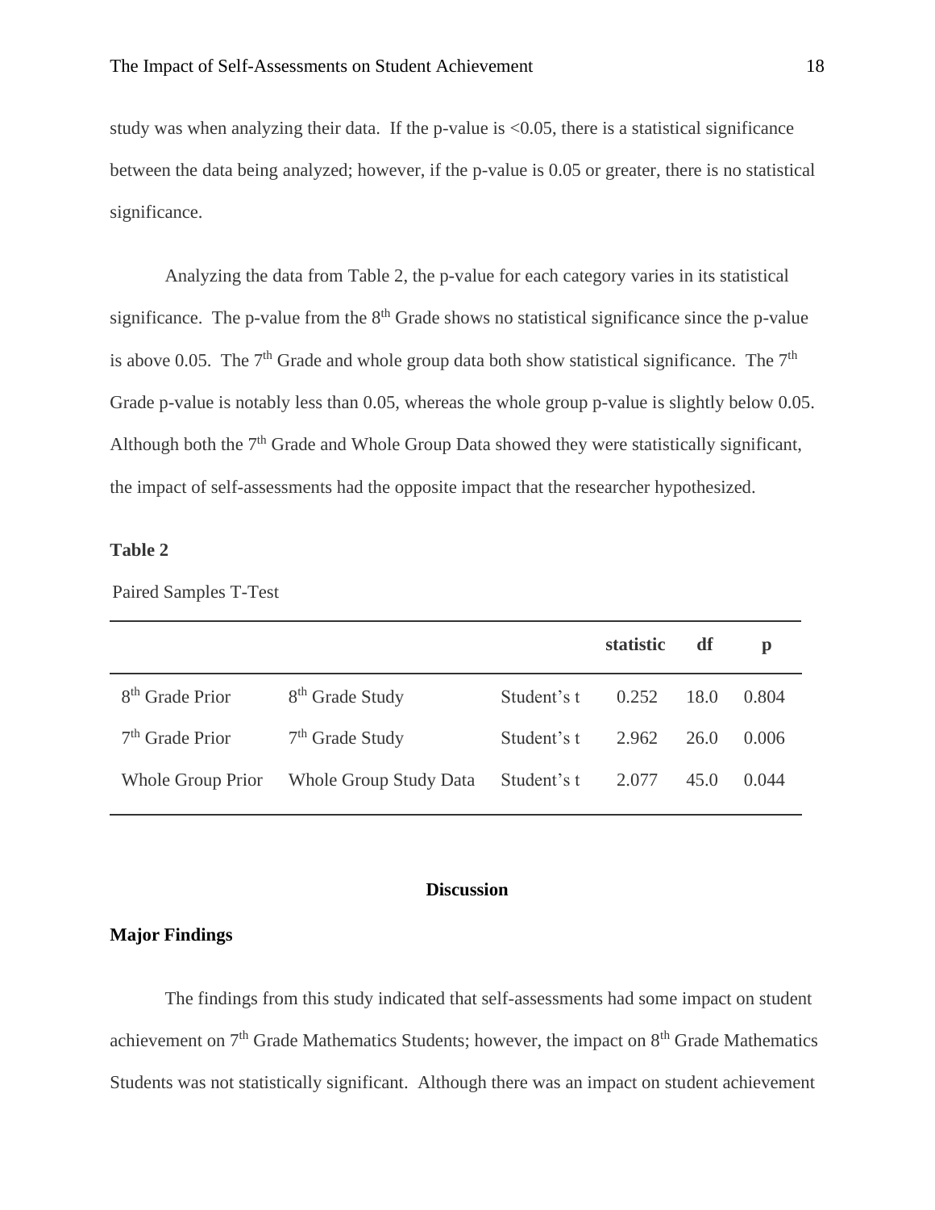study was when analyzing their data. If the p-value is <0.05, there is a statistical significance between the data being analyzed; however, if the p-value is 0.05 or greater, there is no statistical significance.

Analyzing the data from Table 2, the p-value for each category varies in its statistical significance. The p-value from the 8th Grade shows no statistical significance since the p-value is above 0.05. The 7th Grade and whole group data both show statistical significance. The 7th Grade p-value is notably less than 0.05, whereas the whole group p-value is slightly below 0.05. Although both the 7th Grade and Whole Group Data showed they were statistically significant, the impact of self-assessments had the opposite impact that the researcher hypothesized.

**Table 2**

Paired Samples T-Test

| | | | **statistic** | **df** | **p** |
|---|---|---|---|---|---|
| 8th Grade Prior | 8th Grade Study | Student's t | 0.252 | 18.0 | 0.804 |
| 7th Grade Prior | 7th Grade Study | Student's t | 2.962 | 26.0 | 0.006 |
| Whole Group Prior | Whole Group Study Data | Student's t | 2.077 | 45.0 | 0.044 |

## Discussion

### Major Findings

The findings from this study indicated that self-assessments had some impact on student achievement on 7th Grade Mathematics Students; however, the impact on 8th Grade Mathematics Students was not statistically significant. Although there was an impact on student achievement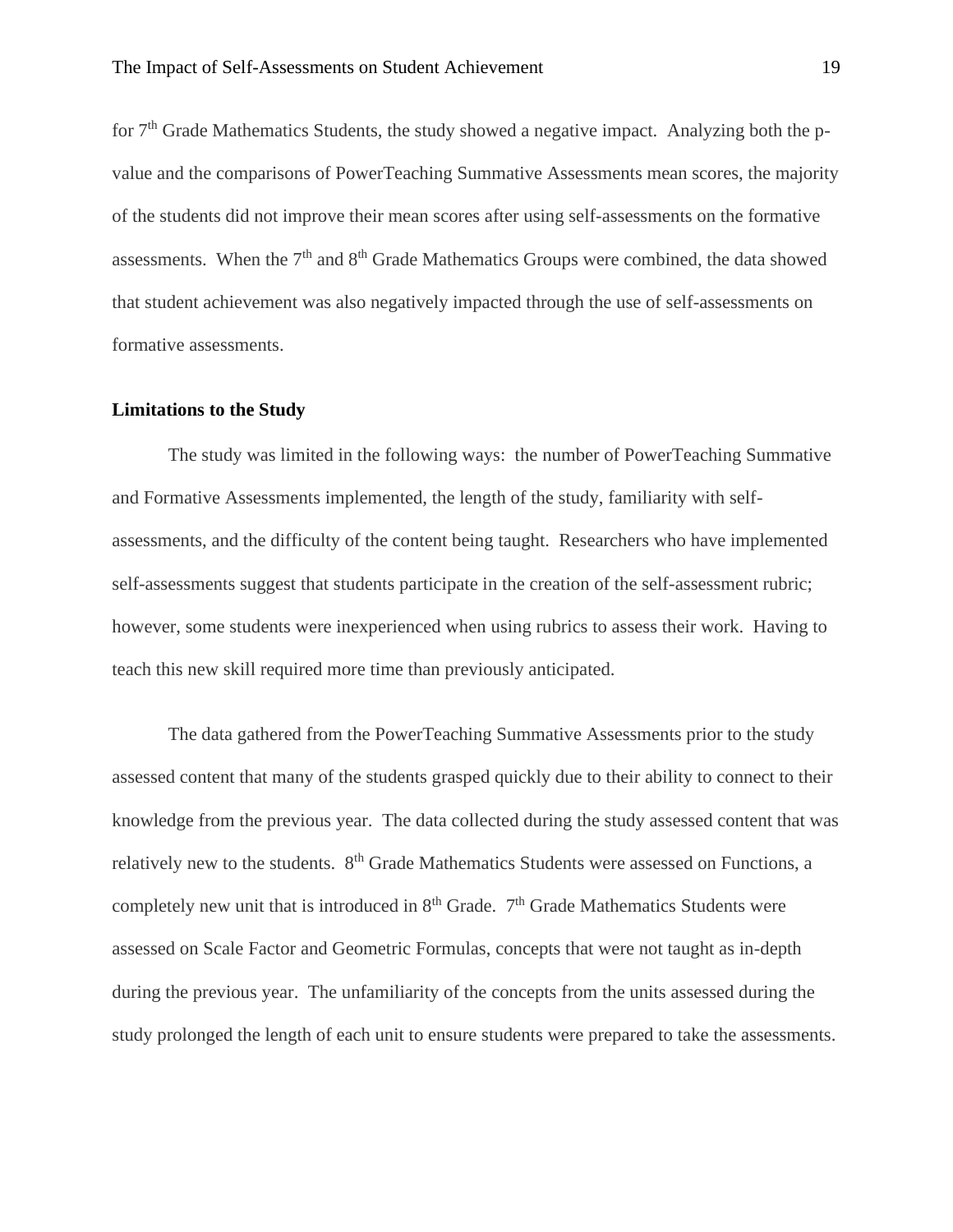for 7th Grade Mathematics Students, the study showed a negative impact. Analyzing both the p-value and the comparisons of PowerTeaching Summative Assessments mean scores, the majority of the students did not improve their mean scores after using self-assessments on the formative assessments. When the 7th and 8th Grade Mathematics Groups were combined, the data showed that student achievement was also negatively impacted through the use of self-assessments on formative assessments.

**Limitations to the Study**

The study was limited in the following ways: the number of PowerTeaching Summative and Formative Assessments implemented, the length of the study, familiarity with self-assessments, and the difficulty of the content being taught. Researchers who have implemented self-assessments suggest that students participate in the creation of the self-assessment rubric; however, some students were inexperienced when using rubrics to assess their work. Having to teach this new skill required more time than previously anticipated.

The data gathered from the PowerTeaching Summative Assessments prior to the study assessed content that many of the students grasped quickly due to their ability to connect to their knowledge from the previous year. The data collected during the study assessed content that was relatively new to the students. 8th Grade Mathematics Students were assessed on Functions, a completely new unit that is introduced in 8th Grade. 7th Grade Mathematics Students were assessed on Scale Factor and Geometric Formulas, concepts that were not taught as in-depth during the previous year. The unfamiliarity of the concepts from the units assessed during the study prolonged the length of each unit to ensure students were prepared to take the assessments.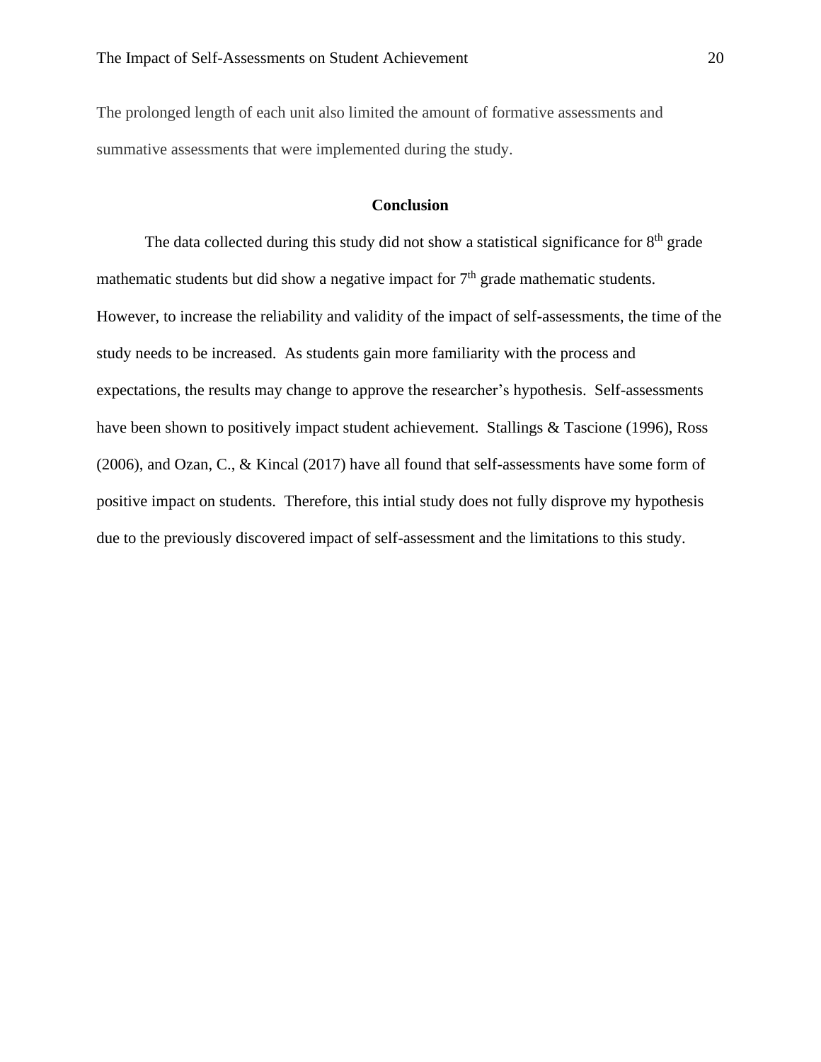The prolonged length of each unit also limited the amount of formative assessments and summative assessments that were implemented during the study.

## Conclusion

The data collected during this study did not show a statistical significance for 8th grade mathematic students but did show a negative impact for 7th grade mathematic students. However, to increase the reliability and validity of the impact of self-assessments, the time of the study needs to be increased. As students gain more familiarity with the process and expectations, the results may change to approve the researcher's hypothesis. Self-assessments have been shown to positively impact student achievement. Stallings & Tascione (1996), Ross (2006), and Ozan, C., & Kincal (2017) have all found that self-assessments have some form of positive impact on students. Therefore, this intial study does not fully disprove my hypothesis due to the previously discovered impact of self-assessment and the limitations to this study.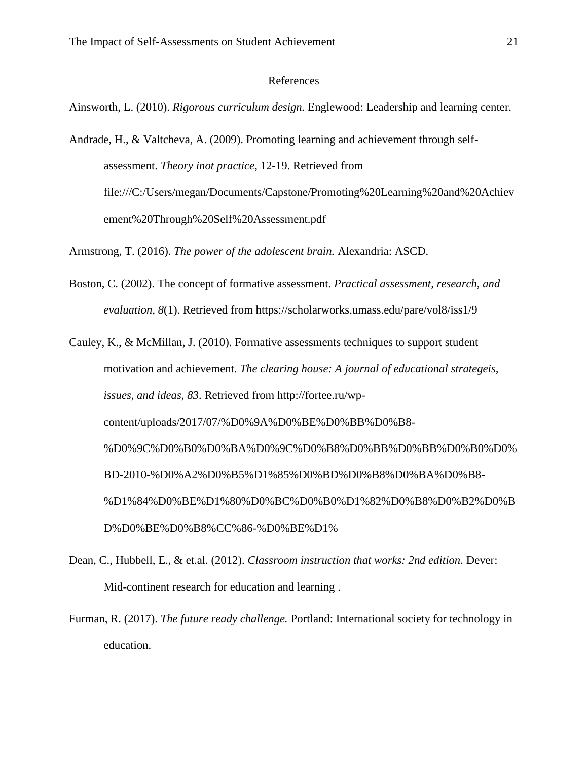# References

Ainsworth, L. (2010). *Rigorous curriculum design.* Englewood: Leadership and learning center.

Andrade, H., & Valtcheva, A. (2009). Promoting learning and achievement through self-assessment. *Theory inot practice*, 12-19. Retrieved from file:///C:/Users/megan/Documents/Capstone/Promoting%20Learning%20and%20Achievement%20Through%20Self%20Assessment.pdf

Armstrong, T. (2016). *The power of the adolescent brain.* Alexandria: ASCD.

Boston, C. (2002). The concept of formative assessment. *Practical assessment, research, and evaluation, 8*(1). Retrieved from https://scholarworks.umass.edu/pare/vol8/iss1/9

Cauley, K., & McMillan, J. (2010). Formative assessments techniques to support student motivation and achievement. *The clearing house: A journal of educational strategeis, issues, and ideas, 83*. Retrieved from http://fortee.ru/wp-content/uploads/2017/07/%D0%9A%D0%BE%D0%BB%D0%B8-%D0%9C%D0%B0%D0%BA%D0%9C%D0%B8%D0%BB%D0%BB%D0%B0%D0%BD-2010-%D0%A2%D0%B5%D1%85%D0%BD%D0%B8%D0%BA%D0%B8-%D1%84%D0%BE%D1%80%D0%BC%D0%B0%D1%82%D0%B8%D0%B2%D0%BD%D0%BE%D0%B8%CC%86-%D0%BE%D1%

Dean, C., Hubbell, E., & et.al. (2012). *Classroom instruction that works: 2nd edition.* Dever: Mid-continent research for education and learning .

Furman, R. (2017). *The future ready challenge.* Portland: International society for technology in education.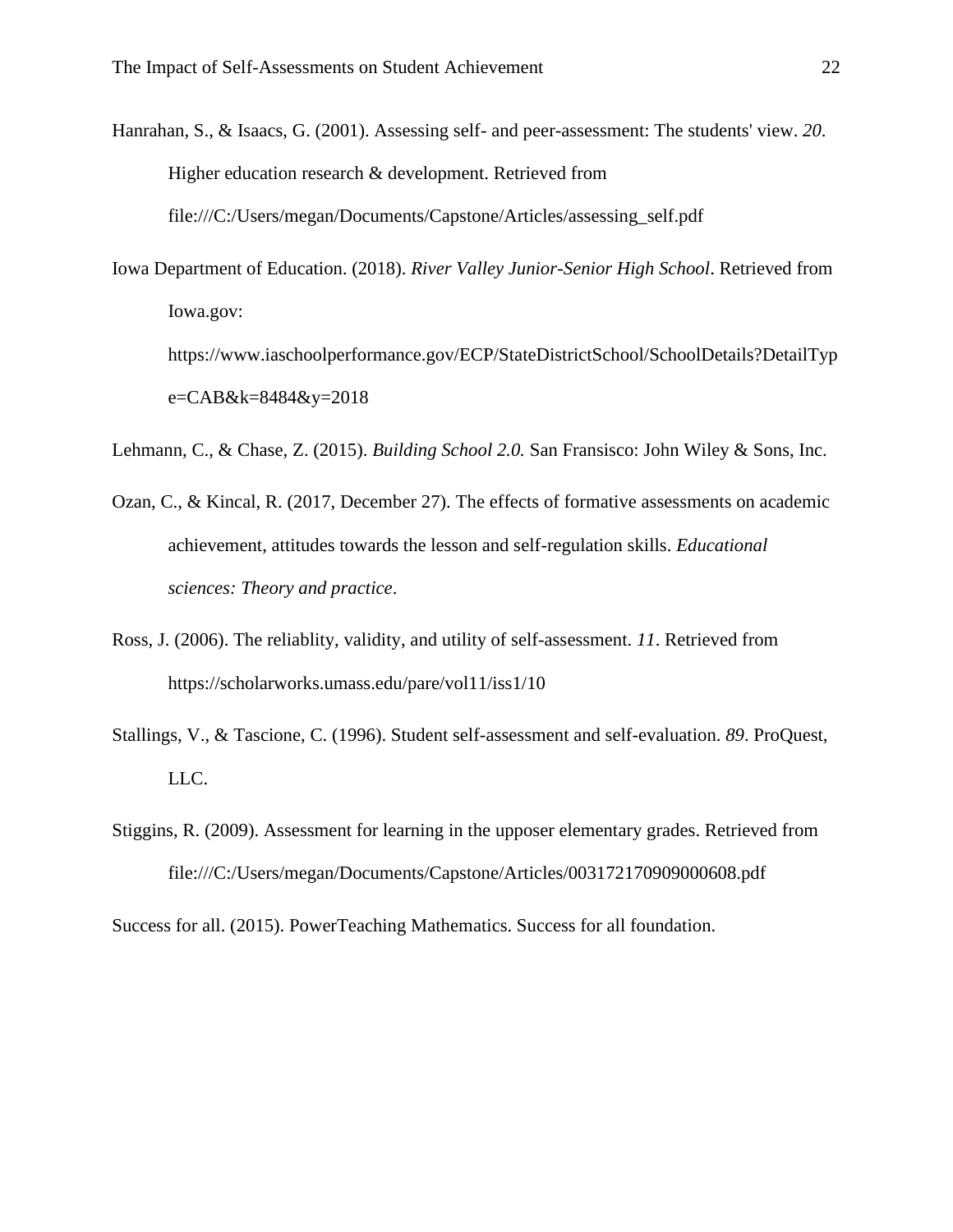Hanrahan, S., & Isaacs, G. (2001). Assessing self- and peer-assessment: The students' view. *20*. Higher education research & development. Retrieved from file:///C:/Users/megan/Documents/Capstone/Articles/assessing_self.pdf

Iowa Department of Education. (2018). *River Valley Junior-Senior High School*. Retrieved from Iowa.gov: https://www.iaschoolperformance.gov/ECP/StateDistrictSchool/SchoolDetails?DetailType=CAB&k=8484&y=2018

Lehmann, C., & Chase, Z. (2015). *Building School 2.0.* San Fransisco: John Wiley & Sons, Inc.

Ozan, C., & Kincal, R. (2017, December 27). The effects of formative assessments on academic achievement, attitudes towards the lesson and self-regulation skills. *Educational sciences: Theory and practice*.

Ross, J. (2006). The reliablity, validity, and utility of self-assessment. *11*. Retrieved from https://scholarworks.umass.edu/pare/vol11/iss1/10

Stallings, V., & Tascione, C. (1996). Student self-assessment and self-evaluation. *89*. ProQuest, LLC.

Stiggins, R. (2009). Assessment for learning in the upposer elementary grades. Retrieved from file:///C:/Users/megan/Documents/Capstone/Articles/003172170909000608.pdf

Success for all. (2015). PowerTeaching Mathematics. Success for all foundation.